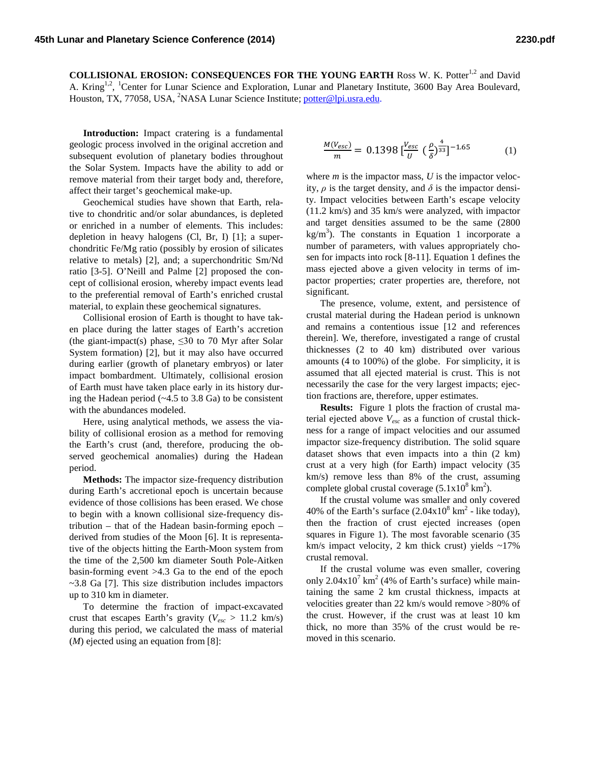**COLLISIONAL EROSION: CONSEQUENCES FOR THE YOUNG EARTH** Ross W. K. Potter[1,2] and David A. Kring[1,2], [1]Center for Lunar Science and Exploration, Lunar and Planetary Institute, 3600 Bay Area Boulevard, Houston, TX, 77058, USA, [2]NASA Lunar Science Institute; potter@lpi.usra.edu.

**Introduction:** Impact cratering is a fundamental geologic process involved in the original accretion and subsequent evolution of planetary bodies throughout the Solar System. Impacts have the ability to add or remove material from their target body and, therefore, affect their target's geochemical make-up.

Geochemical studies have shown that Earth, relative to chondritic and/or solar abundances, is depleted or enriched in a number of elements. This includes: depletion in heavy halogens (Cl, Br, I) [1]; a superchondritic Fe/Mg ratio (possibly by erosion of silicates relative to metals) [2], and; a superchondritic Sm/Nd ratio [3-5]. O'Neill and Palme [2] proposed the concept of collisional erosion, whereby impact events lead to the preferential removal of Earth's enriched crustal material, to explain these geochemical signatures.

Collisional erosion of Earth is thought to have taken place during the latter stages of Earth's accretion (the giant-impact(s) phase, ≤30 to 70 Myr after Solar System formation) [2], but it may also have occurred during earlier (growth of planetary embryos) or later impact bombardment. Ultimately, collisional erosion of Earth must have taken place early in its history during the Hadean period (~4.5 to 3.8 Ga) to be consistent with the abundances modeled.

Here, using analytical methods, we assess the viability of collisional erosion as a method for removing the Earth's crust (and, therefore, producing the observed geochemical anomalies) during the Hadean period.

**Methods:** The impactor size-frequency distribution during Earth's accretional epoch is uncertain because evidence of those collisions has been erased. We chose to begin with a known collisional size-frequency distribution – that of the Hadean basin-forming epoch – derived from studies of the Moon [6]. It is representative of the objects hitting the Earth-Moon system from the time of the 2,500 km diameter South Pole-Aitken basin-forming event >4.3 Ga to the end of the epoch ~3.8 Ga [7]. This size distribution includes impactors up to 310 km in diameter.

To determine the fraction of impact-excavated crust that escapes Earth's gravity ($V_{esc}$ > 11.2 km/s) during this period, we calculated the mass of material ($M$) ejected using an equation from [8]:

$$\frac{M(V_{esc})}{m} = 0.1398\left[\frac{V_{esc}}{U}\left(\frac{\rho}{\delta}\right)^{\frac{4}{33}}\right]^{-1.65} \qquad (1)$$

where $m$ is the impactor mass, $U$ is the impactor velocity, $\rho$ is the target density, and $\delta$ is the impactor density. Impact velocities between Earth's escape velocity (11.2 km/s) and 35 km/s were analyzed, with impactor and target densities assumed to be the same (2800 kg/m$^3$). The constants in Equation 1 incorporate a number of parameters, with values appropriately chosen for impacts into rock [8-11]. Equation 1 defines the mass ejected above a given velocity in terms of impactor properties; crater properties are, therefore, not significant.

The presence, volume, extent, and persistence of crustal material during the Hadean period is unknown and remains a contentious issue [12 and references therein]. We, therefore, investigated a range of crustal thicknesses (2 to 40 km) distributed over various amounts (4 to 100%) of the globe. For simplicity, it is assumed that all ejected material is crust. This is not necessarily the case for the very largest impacts; ejection fractions are, therefore, upper estimates.

**Results:** Figure 1 plots the fraction of crustal material ejected above $V_{esc}$ as a function of crustal thickness for a range of impact velocities and our assumed impactor size-frequency distribution. The solid square dataset shows that even impacts into a thin (2 km) crust at a very high (for Earth) impact velocity (35 km/s) remove less than 8% of the crust, assuming complete global crustal coverage ($5.1\times10^8$ km$^2$).

If the crustal volume was smaller and only covered 40% of the Earth's surface ($2.04\times10^8$ km$^2$ - like today), then the fraction of crust ejected increases (open squares in Figure 1). The most favorable scenario (35 km/s impact velocity, 2 km thick crust) yields ~17% crustal removal.

If the crustal volume was even smaller, covering only $2.04\times10^7$ km$^2$ (4% of Earth's surface) while maintaining the same 2 km crustal thickness, impacts at velocities greater than 22 km/s would remove >80% of the crust. However, if the crust was at least 10 km thick, no more than 35% of the crust would be removed in this scenario.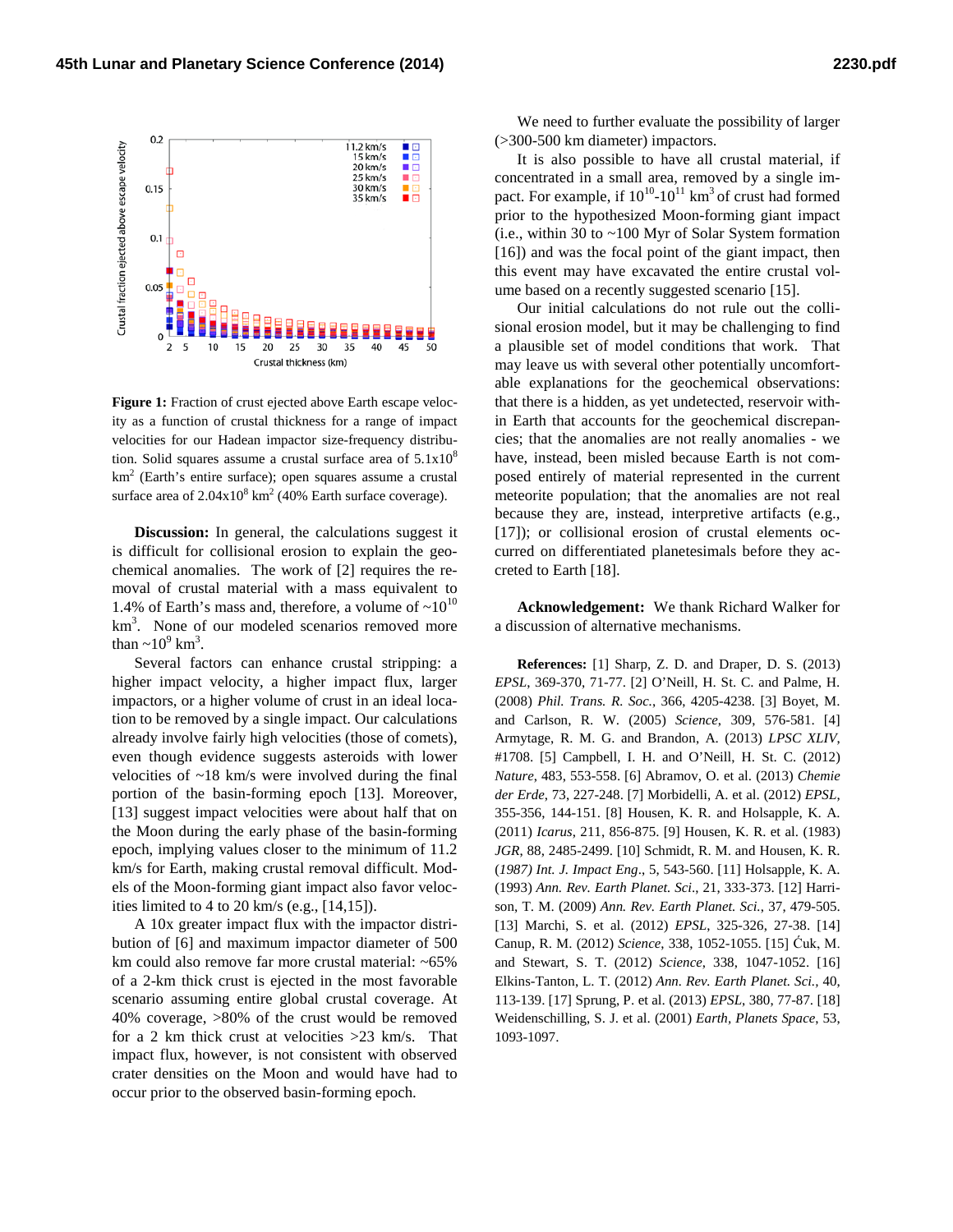0.2
0.15
0.1
0.05
0
Crustal fraction ejected above escape velocity
2 5 10 15 20 25 30 35 40 45 50
Crustal thickness (km)
11.2 km/s
15 km/s
20 km/s
25 km/s
30 km/s
35 km/s

**Figure 1:** Fraction of crust ejected above Earth escape velocity as a function of crustal thickness for a range of impact velocities for our Hadean impactor size-frequency distribution. Solid squares assume a crustal surface area of $5.1 \times 10^8$ km$^2$ (Earth's entire surface); open squares assume a crustal surface area of $2.04 \times 10^8$ km$^2$ (40% Earth surface coverage).

**Discussion:** In general, the calculations suggest it is difficult for collisional erosion to explain the geochemical anomalies. The work of [2] requires the removal of crustal material with a mass equivalent to 1.4% of Earth's mass and, therefore, a volume of $\sim 10^{10}$ km$^3$. None of our modeled scenarios removed more than $\sim 10^9$ km$^3$.

Several factors can enhance crustal stripping: a higher impact velocity, a higher impact flux, larger impactors, or a higher volume of crust in an ideal location to be removed by a single impact. Our calculations already involve fairly high velocities (those of comets), even though evidence suggests asteroids with lower velocities of ~18 km/s were involved during the final portion of the basin-forming epoch [13]. Moreover, [13] suggest impact velocities were about half that on the Moon during the early phase of the basin-forming epoch, implying values closer to the minimum of 11.2 km/s for Earth, making crustal removal difficult. Models of the Moon-forming giant impact also favor velocities limited to 4 to 20 km/s (e.g., [14,15]).

A 10x greater impact flux with the impactor distribution of [6] and maximum impactor diameter of 500 km could also remove far more crustal material: ~65% of a 2-km thick crust is ejected in the most favorable scenario assuming entire global crustal coverage. At 40% coverage, >80% of the crust would be removed for a 2 km thick crust at velocities >23 km/s. That impact flux, however, is not consistent with observed crater densities on the Moon and would have had to occur prior to the observed basin-forming epoch.

We need to further evaluate the possibility of larger (>300-500 km diameter) impactors.

It is also possible to have all crustal material, if concentrated in a small area, removed by a single impact. For example, if $10^{10}$-$10^{11}$ km$^3$ of crust had formed prior to the hypothesized Moon-forming giant impact (i.e., within 30 to ~100 Myr of Solar System formation [16]) and was the focal point of the giant impact, then this event may have excavated the entire crustal volume based on a recently suggested scenario [15].

Our initial calculations do not rule out the collisional erosion model, but it may be challenging to find a plausible set of model conditions that work. That may leave us with several other potentially uncomfortable explanations for the geochemical observations: that there is a hidden, as yet undetected, reservoir within Earth that accounts for the geochemical discrepancies; that the anomalies are not really anomalies - we have, instead, been misled because Earth is not composed entirely of material represented in the current meteorite population; that the anomalies are not real because they are, instead, interpretive artifacts (e.g., [17]); or collisional erosion of crustal elements occurred on differentiated planetesimals before they accreted to Earth [18].

**Acknowledgement:** We thank Richard Walker for a discussion of alternative mechanisms.

**References:** [1] Sharp, Z. D. and Draper, D. S. (2013) *EPSL*, 369-370, 71-77. [2] O'Neill, H. St. C. and Palme, H. (2008) *Phil. Trans. R. Soc.*, 366, 4205-4238. [3] Boyet, M. and Carlson, R. W. (2005) *Science*, 309, 576-581. [4] Armytage, R. M. G. and Brandon, A. (2013) *LPSC XLIV*, #1708. [5] Campbell, I. H. and O'Neill, H. St. C. (2012) *Nature*, 483, 553-558. [6] Abramov, O. et al. (2013) *Chemie der Erde*, 73, 227-248. [7] Morbidelli, A. et al. (2012) *EPSL*, 355-356, 144-151. [8] Housen, K. R. and Holsapple, K. A. (2011) *Icarus*, 211, 856-875. [9] Housen, K. R. et al. (1983) *JGR*, 88, 2485-2499. [10] Schmidt, R. M. and Housen, K. R. (*1987) Int. J. Impact Eng*., 5, 543-560. [11] Holsapple, K. A. (1993) *Ann. Rev. Earth Planet. Sci*., 21, 333-373. [12] Harrison, T. M. (2009) *Ann. Rev. Earth Planet. Sci.*, 37, 479-505. [13] Marchi, S. et al. (2012) *EPSL*, 325-326, 27-38. [14] Canup, R. M. (2012) *Science*, 338, 1052-1055. [15] Ćuk, M. and Stewart, S. T. (2012) *Science*, 338, 1047-1052. [16] Elkins-Tanton, L. T. (2012) *Ann. Rev. Earth Planet. Sci.*, 40, 113-139. [17] Sprung, P. et al. (2013) *EPSL*, 380, 77-87. [18] Weidenschilling, S. J. et al. (2001) *Earth, Planets Space*, 53, 1093-1097.